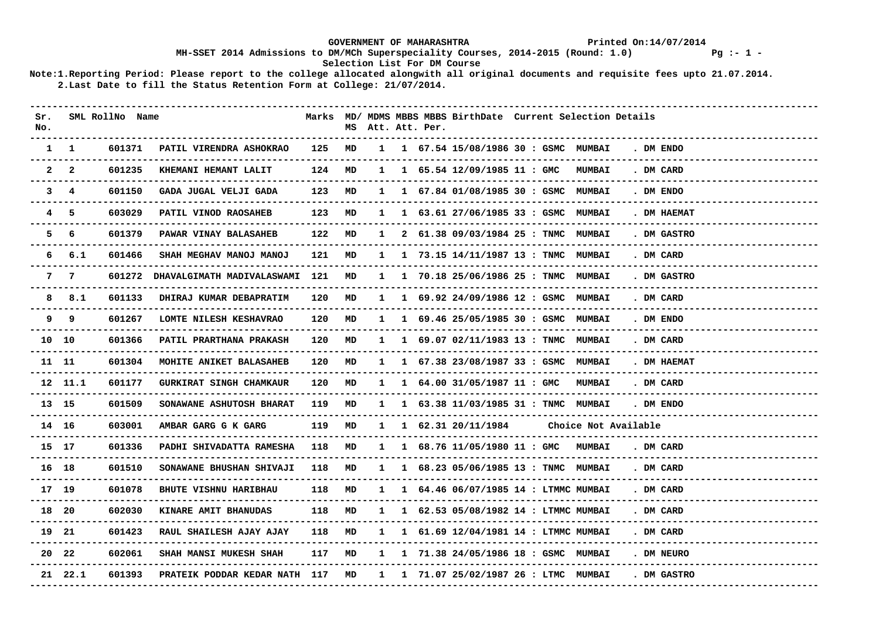GOVERNMENT OF MAHARASHTRA

Printed On:14/07/2014

MH-SSET 2014 Admissions to DM/MCh Superspeciality Courses, 2014-2015 (Round: 1.0)

Selection List For DM Course

Note:1.Reporting Period: Please report to the college allocated alongwith all original documents and requisite fees upto 21.07.2014.

2.Last Date to fill the Status Retention Form at College: 21/07/2014.

| Sr. No. | SML | RollNo | Name | Marks | MD/ MS | MDMS Att. | MBBS Att. | MBBS Per. | BirthDate | Current Selection Details |
|---|---|---|---|---|---|---|---|---|---|---|
| 1 | 1 | 601371 | PATIL VIRENDRA ASHOKRAO | 125 | MD | 1 | 1 | 67.54 | 15/08/1986 | 30 : GSMC MUMBAI . DM ENDO |
| 2 | 2 | 601235 | KHEMANI HEMANT LALIT | 124 | MD | 1 | 1 | 65.54 | 12/09/1985 | 11 : GMC MUMBAI . DM CARD |
| 3 | 4 | 601150 | GADA JUGAL VELJI GADA | 123 | MD | 1 | 1 | 67.84 | 01/08/1985 | 30 : GSMC MUMBAI . DM ENDO |
| 4 | 5 | 603029 | PATIL VINOD RAOSAHEB | 123 | MD | 1 | 1 | 63.61 | 27/06/1985 | 33 : GSMC MUMBAI . DM HAEMAT |
| 5 | 6 | 601379 | PAWAR VINAY BALASAHEB | 122 | MD | 1 | 2 | 61.38 | 09/03/1984 | 25 : TNMC MUMBAI . DM GASTRO |
| 6 | 6.1 | 601466 | SHAH MEGHAV MANOJ MANOJ | 121 | MD | 1 | 1 | 73.15 | 14/11/1987 | 13 : TNMC MUMBAI . DM CARD |
| 7 | 7 | 601272 | DHAVALGIMATH MADIVALASWAMI | 121 | MD | 1 | 1 | 70.18 | 25/06/1986 | 25 : TNMC MUMBAI . DM GASTRO |
| 8 | 8.1 | 601133 | DHIRAJ KUMAR DEBAPRATIM | 120 | MD | 1 | 1 | 69.92 | 24/09/1986 | 12 : GSMC MUMBAI . DM CARD |
| 9 | 9 | 601267 | LOMTE NILESH KESHAVRAO | 120 | MD | 1 | 1 | 69.46 | 25/05/1985 | 30 : GSMC MUMBAI . DM ENDO |
| 10 | 10 | 601366 | PATIL PRARTHANA PRAKASH | 120 | MD | 1 | 1 | 69.07 | 02/11/1983 | 13 : TNMC MUMBAI . DM CARD |
| 11 | 11 | 601304 | MOHITE ANIKET BALASAHEB | 120 | MD | 1 | 1 | 67.38 | 23/08/1987 | 33 : GSMC MUMBAI . DM HAEMAT |
| 12 | 11.1 | 601177 | GURKIRAT SINGH CHAMKAUR | 120 | MD | 1 | 1 | 64.00 | 31/05/1987 | 11 : GMC MUMBAI . DM CARD |
| 13 | 15 | 601509 | SONAWANE ASHUTOSH BHARAT | 119 | MD | 1 | 1 | 63.38 | 11/03/1985 | 31 : TNMC MUMBAI . DM ENDO |
| 14 | 16 | 603001 | AMBAR GARG G K GARG | 119 | MD | 1 | 1 | 62.31 | 20/11/1984 | Choice Not Available |
| 15 | 17 | 601336 | PADHI SHIVADATTA RAMESHA | 118 | MD | 1 | 1 | 68.76 | 11/05/1980 | 11 : GMC MUMBAI . DM CARD |
| 16 | 18 | 601510 | SONAWANE BHUSHAN SHIVAJI | 118 | MD | 1 | 1 | 68.23 | 05/06/1985 | 13 : TNMC MUMBAI . DM CARD |
| 17 | 19 | 601078 | BHUTE VISHNU HARIBHAU | 118 | MD | 1 | 1 | 64.46 | 06/07/1985 | 14 : LTMMC MUMBAI . DM CARD |
| 18 | 20 | 602030 | KINARE AMIT BHANUDAS | 118 | MD | 1 | 1 | 62.53 | 05/08/1982 | 14 : LTMMC MUMBAI . DM CARD |
| 19 | 21 | 601423 | RAUL SHAILESH AJAY AJAY | 118 | MD | 1 | 1 | 61.69 | 12/04/1981 | 14 : LTMMC MUMBAI . DM CARD |
| 20 | 22 | 602061 | SHAH MANSI MUKESH SHAH | 117 | MD | 1 | 1 | 71.38 | 24/05/1986 | 18 : GSMC MUMBAI . DM NEURO |
| 21 | 22.1 | 601393 | PRATEIK PODDAR KEDAR NATH | 117 | MD | 1 | 1 | 71.07 | 25/02/1987 | 26 : LTMC MUMBAI . DM GASTRO |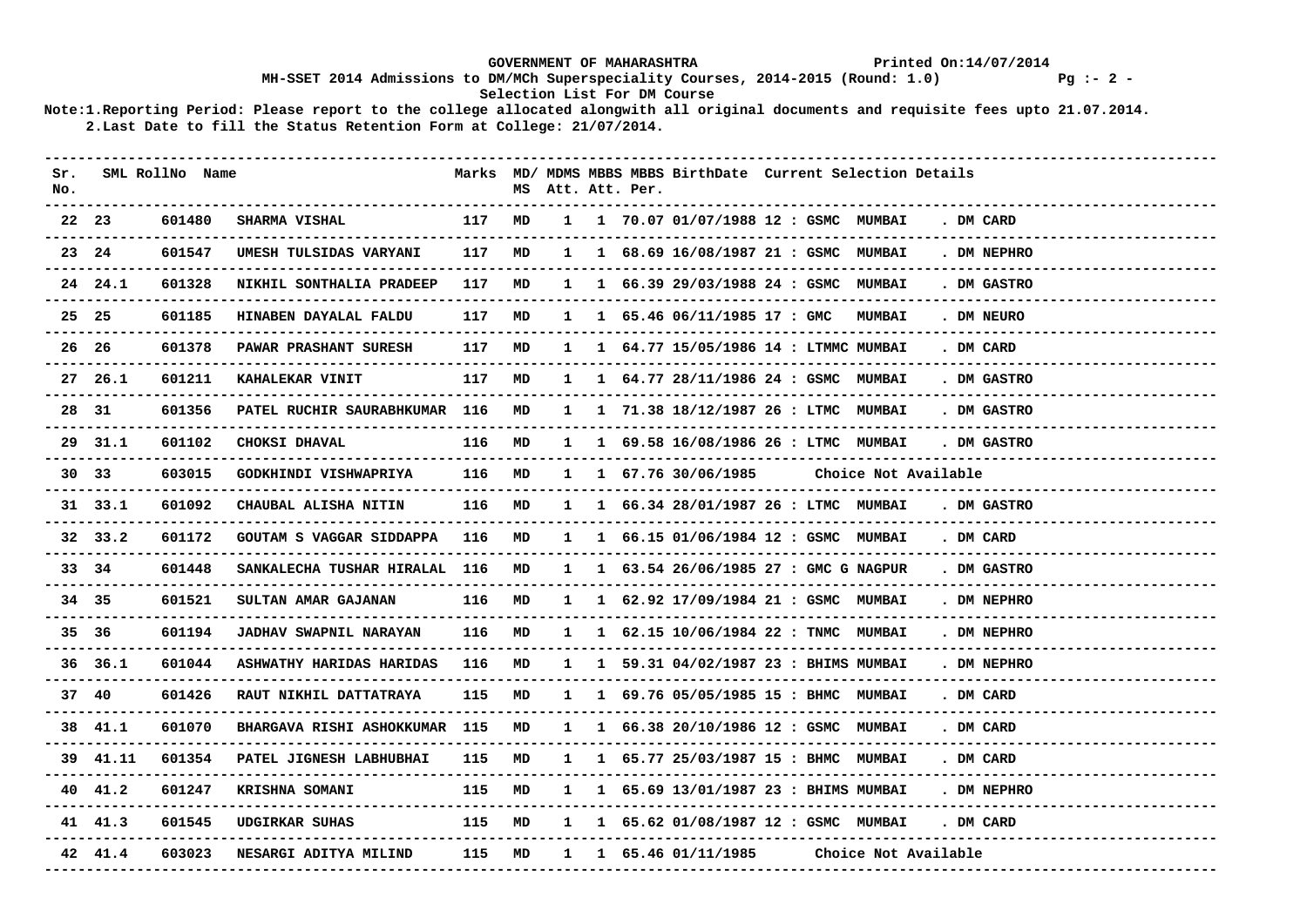GOVERNMENT OF MAHARASHTRA

Printed On:14/07/2014

MH-SSET 2014 Admissions to DM/MCh Superspeciality Courses, 2014-2015 (Round: 1.0)

Selection List For DM Course

Note:1.Reporting Period: Please report to the college allocated alongwith all original documents and requisite fees upto 21.07.2014.
2.Last Date to fill the Status Retention Form at College: 21/07/2014.

| Sr. No. | SML | RollNo | Name | Marks | MD/ MS | MDMS Att. | MBBS Att. | MBBS Per. | BirthDate | Current Selection Details |
|---|---|---|---|---|---|---|---|---|---|---|
| 22 | 23 | 601480 | SHARMA VISHAL | 117 | MD | 1 | 1 | 70.07 | 01/07/1988 | 12 : GSMC MUMBAI . DM CARD |
| 23 | 24 | 601547 | UMESH TULSIDAS VARYANI | 117 | MD | 1 | 1 | 68.69 | 16/08/1987 | 21 : GSMC MUMBAI . DM NEPHRO |
| 24 | 24.1 | 601328 | NIKHIL SONTHALIA PRADEEP | 117 | MD | 1 | 1 | 66.39 | 29/03/1988 | 24 : GSMC MUMBAI . DM GASTRO |
| 25 | 25 | 601185 | HINABEN DAYALAL FALDU | 117 | MD | 1 | 1 | 65.46 | 06/11/1985 | 17 : GMC MUMBAI . DM NEURO |
| 26 | 26 | 601378 | PAWAR PRASHANT SURESH | 117 | MD | 1 | 1 | 64.77 | 15/05/1986 | 14 : LTMMC MUMBAI . DM CARD |
| 27 | 26.1 | 601211 | KAHALEKAR VINIT | 117 | MD | 1 | 1 | 64.77 | 28/11/1986 | 24 : GSMC MUMBAI . DM GASTRO |
| 28 | 31 | 601356 | PATEL RUCHIR SAURABHKUMAR | 116 | MD | 1 | 1 | 71.38 | 18/12/1987 | 26 : LTMC MUMBAI . DM GASTRO |
| 29 | 31.1 | 601102 | CHOKSI DHAVAL | 116 | MD | 1 | 1 | 69.58 | 16/08/1986 | 26 : LTMC MUMBAI . DM GASTRO |
| 30 | 33 | 603015 | GODKHINDI VISHWAPRIYA | 116 | MD | 1 | 1 | 67.76 | 30/06/1985 | Choice Not Available |
| 31 | 33.1 | 601092 | CHAUBAL ALISHA NITIN | 116 | MD | 1 | 1 | 66.34 | 28/01/1987 | 26 : LTMC MUMBAI . DM GASTRO |
| 32 | 33.2 | 601172 | GOUTAM S VAGGAR SIDDAPPA | 116 | MD | 1 | 1 | 66.15 | 01/06/1984 | 12 : GSMC MUMBAI . DM CARD |
| 33 | 34 | 601448 | SANKALECHA TUSHAR HIRALAL | 116 | MD | 1 | 1 | 63.54 | 26/06/1985 | 27 : GMC G NAGPUR . DM GASTRO |
| 34 | 35 | 601521 | SULTAN AMAR GAJANAN | 116 | MD | 1 | 1 | 62.92 | 17/09/1984 | 21 : GSMC MUMBAI . DM NEPHRO |
| 35 | 36 | 601194 | JADHAV SWAPNIL NARAYAN | 116 | MD | 1 | 1 | 62.15 | 10/06/1984 | 22 : TNMC MUMBAI . DM NEPHRO |
| 36 | 36.1 | 601044 | ASHWATHY HARIDAS HARIDAS | 116 | MD | 1 | 1 | 59.31 | 04/02/1987 | 23 : BHIMS MUMBAI . DM NEPHRO |
| 37 | 40 | 601426 | RAUT NIKHIL DATTATRAYA | 115 | MD | 1 | 1 | 69.76 | 05/05/1985 | 15 : BHMC MUMBAI . DM CARD |
| 38 | 41.1 | 601070 | BHARGAVA RISHI ASHOKKUMAR | 115 | MD | 1 | 1 | 66.38 | 20/10/1986 | 12 : GSMC MUMBAI . DM CARD |
| 39 | 41.11 | 601354 | PATEL JIGNESH LABHUBHAI | 115 | MD | 1 | 1 | 65.77 | 25/03/1987 | 15 : BHMC MUMBAI . DM CARD |
| 40 | 41.2 | 601247 | KRISHNA SOMANI | 115 | MD | 1 | 1 | 65.69 | 13/01/1987 | 23 : BHIMS MUMBAI . DM NEPHRO |
| 41 | 41.3 | 601545 | UDGIRKAR SUHAS | 115 | MD | 1 | 1 | 65.62 | 01/08/1987 | 12 : GSMC MUMBAI . DM CARD |
| 42 | 41.4 | 603023 | NESARGI ADITYA MILIND | 115 | MD | 1 | 1 | 65.46 | 01/11/1985 | Choice Not Available |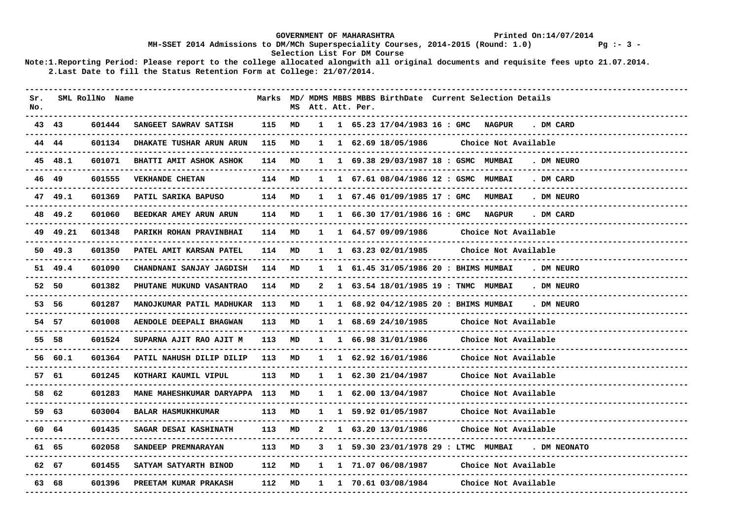GOVERNMENT OF MAHARASHTRA Printed On:14/07/2014

MH-SSET 2014 Admissions to DM/MCh Superspeciality Courses, 2014-2015 (Round: 1.0)

Selection List For DM Course

Note:1.Reporting Period: Please report to the college allocated alongwith all original documents and requisite fees upto 21.07.2014.
2.Last Date to fill the Status Retention Form at College: 21/07/2014.

| Sr. No. | SML | RollNo | Name | Marks | MD/ MS | MDMS Att. | MBBS Att. | MBBS Per. | BirthDate | Current Selection Details |
|---|---|---|---|---|---|---|---|---|---|---|
| 43 | 43 | 601444 | SANGEET SAWRAV SATISH | 115 | MD | 1 | 1 | 65.23 | 17/04/1983 | 16 : GMC NAGPUR . DM CARD |
| 44 | 44 | 601134 | DHAKATE TUSHAR ARUN ARUN | 115 | MD | 1 | 1 | 62.69 | 18/05/1986 | Choice Not Available |
| 45 | 48.1 | 601071 | BHATTI AMIT ASHOK ASHOK | 114 | MD | 1 | 1 | 69.38 | 29/03/1987 | 18 : GSMC MUMBAI . DM NEURO |
| 46 | 49 | 601555 | VEKHANDE CHETAN | 114 | MD | 1 | 1 | 67.61 | 08/04/1986 | 12 : GSMC MUMBAI . DM CARD |
| 47 | 49.1 | 601369 | PATIL SARIKA BAPUSO | 114 | MD | 1 | 1 | 67.46 | 01/09/1985 | 17 : GMC MUMBAI . DM NEURO |
| 48 | 49.2 | 601060 | BEEDKAR AMEY ARUN ARUN | 114 | MD | 1 | 1 | 66.30 | 17/01/1986 | 16 : GMC NAGPUR . DM CARD |
| 49 | 49.21 | 601348 | PARIKH ROHAN PRAVINBHAI | 114 | MD | 1 | 1 | 64.57 | 09/09/1986 | Choice Not Available |
| 50 | 49.3 | 601350 | PATEL AMIT KARSAN PATEL | 114 | MD | 1 | 1 | 63.23 | 02/01/1985 | Choice Not Available |
| 51 | 49.4 | 601090 | CHANDNANI SANJAY JAGDISH | 114 | MD | 1 | 1 | 61.45 | 31/05/1986 | 20 : BHIMS MUMBAI . DM NEURO |
| 52 | 50 | 601382 | PHUTANE MUKUND VASANTRAO | 114 | MD | 2 | 1 | 63.54 | 18/01/1985 | 19 : TNMC MUMBAI . DM NEURO |
| 53 | 56 | 601287 | MANOJKUMAR PATIL MADHUKAR | 113 | MD | 1 | 1 | 68.92 | 04/12/1985 | 20 : BHIMS MUMBAI . DM NEURO |
| 54 | 57 | 601008 | AENDOLE DEEPALI BHAGWAN | 113 | MD | 1 | 1 | 68.69 | 24/10/1985 | Choice Not Available |
| 55 | 58 | 601524 | SUPARNA AJIT RAO AJIT M | 113 | MD | 1 | 1 | 66.98 | 31/01/1986 | Choice Not Available |
| 56 | 60.1 | 601364 | PATIL NAHUSH DILIP DILIP | 113 | MD | 1 | 1 | 62.92 | 16/01/1986 | Choice Not Available |
| 57 | 61 | 601245 | KOTHARI KAUMIL VIPUL | 113 | MD | 1 | 1 | 62.30 | 21/04/1987 | Choice Not Available |
| 58 | 62 | 601283 | MANE MAHESHKUMAR DARYAPPA | 113 | MD | 1 | 1 | 62.00 | 13/04/1987 | Choice Not Available |
| 59 | 63 | 603004 | BALAR HASMUKHKUMAR | 113 | MD | 1 | 1 | 59.92 | 01/05/1987 | Choice Not Available |
| 60 | 64 | 601435 | SAGAR DESAI KASHINATH | 113 | MD | 2 | 1 | 63.20 | 13/01/1986 | Choice Not Available |
| 61 | 65 | 602058 | SANDEEP PREMNARAYAN | 113 | MD | 3 | 1 | 59.30 | 23/01/1978 | 29 : LTMC MUMBAI . DM NEONATO |
| 62 | 67 | 601455 | SATYAM SATYARTH BINOD | 112 | MD | 1 | 1 | 71.07 | 06/08/1987 | Choice Not Available |
| 63 | 68 | 601396 | PREETAM KUMAR PRAKASH | 112 | MD | 1 | 1 | 70.61 | 03/08/1984 | Choice Not Available |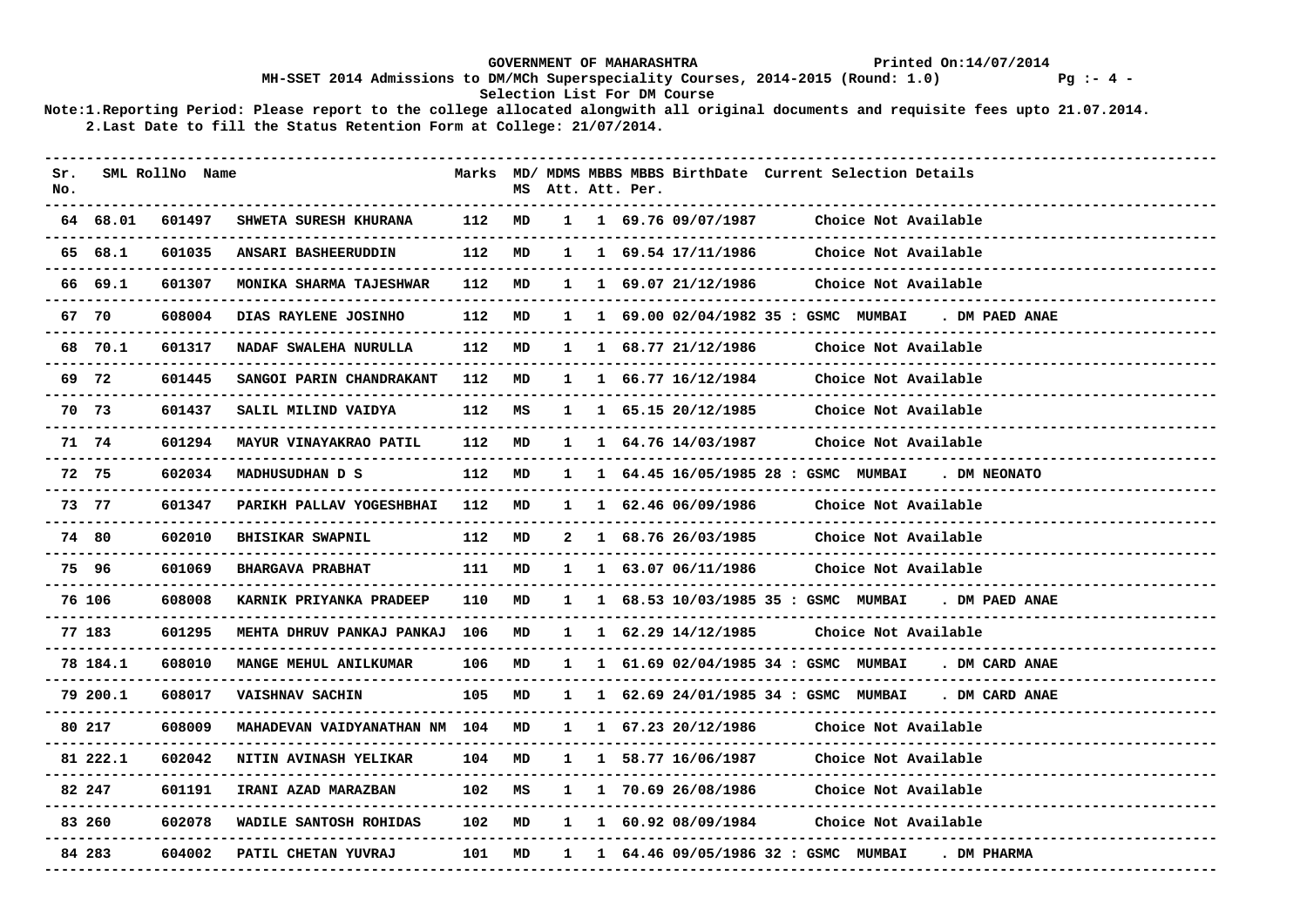GOVERNMENT OF MAHARASHTRA

Printed On:14/07/2014

MH-SSET 2014 Admissions to DM/MCh Superspeciality Courses, 2014-2015 (Round: 1.0)

Selection List For DM Course

Note:1.Reporting Period: Please report to the college allocated alongwith all original documents and requisite fees upto 21.07.2014.
2.Last Date to fill the Status Retention Form at College: 21/07/2014.

| Sr. No. | SML | RollNo | Name | Marks | MD/ MS | MDMS Att. | MBBS Att. | MBBS Per. | BirthDate | Current Selection Details |
|---|---|---|---|---|---|---|---|---|---|---|
| 64 | 68.01 | 601497 | SHWETA SURESH KHURANA | 112 | MD | 1 | 1 | 69.76 | 09/07/1987 | Choice Not Available |
| 65 | 68.1 | 601035 | ANSARI BASHEERUDDIN | 112 | MD | 1 | 1 | 69.54 | 17/11/1986 | Choice Not Available |
| 66 | 69.1 | 601307 | MONIKA SHARMA TAJESHWAR | 112 | MD | 1 | 1 | 69.07 | 21/12/1986 | Choice Not Available |
| 67 | 70 | 608004 | DIAS RAYLENE JOSINHO | 112 | MD | 1 | 1 | 69.00 | 02/04/1982 | 35 : GSMC MUMBAI . DM PAED ANAE |
| 68 | 70.1 | 601317 | NADAF SWALEHA NURULLA | 112 | MD | 1 | 1 | 68.77 | 21/12/1986 | Choice Not Available |
| 69 | 72 | 601445 | SANGOI PARIN CHANDRAKANT | 112 | MD | 1 | 1 | 66.77 | 16/12/1984 | Choice Not Available |
| 70 | 73 | 601437 | SALIL MILIND VAIDYA | 112 | MS | 1 | 1 | 65.15 | 20/12/1985 | Choice Not Available |
| 71 | 74 | 601294 | MAYUR VINAYAKRAO PATIL | 112 | MD | 1 | 1 | 64.76 | 14/03/1987 | Choice Not Available |
| 72 | 75 | 602034 | MADHUSUDHAN D S | 112 | MD | 1 | 1 | 64.45 | 16/05/1985 | 28 : GSMC MUMBAI . DM NEONATO |
| 73 | 77 | 601347 | PARIKH PALLAV YOGESHBHAI | 112 | MD | 1 | 1 | 62.46 | 06/09/1986 | Choice Not Available |
| 74 | 80 | 602010 | BHISIKAR SWAPNIL | 112 | MD | 2 | 1 | 68.76 | 26/03/1985 | Choice Not Available |
| 75 | 96 | 601069 | BHARGAVA PRABHAT | 111 | MD | 1 | 1 | 63.07 | 06/11/1986 | Choice Not Available |
| 76 | 106 | 608008 | KARNIK PRIYANKA PRADEEP | 110 | MD | 1 | 1 | 68.53 | 10/03/1985 | 35 : GSMC MUMBAI . DM PAED ANAE |
| 77 | 183 | 601295 | MEHTA DHRUV PANKAJ PANKAJ | 106 | MD | 1 | 1 | 62.29 | 14/12/1985 | Choice Not Available |
| 78 | 184.1 | 608010 | MANGE MEHUL ANILKUMAR | 106 | MD | 1 | 1 | 61.69 | 02/04/1985 | 34 : GSMC MUMBAI . DM CARD ANAE |
| 79 | 200.1 | 608017 | VAISHNAV SACHIN | 105 | MD | 1 | 1 | 62.69 | 24/01/1985 | 34 : GSMC MUMBAI . DM CARD ANAE |
| 80 | 217 | 608009 | MAHADEVAN VAIDYANATHAN NM | 104 | MD | 1 | 1 | 67.23 | 20/12/1986 | Choice Not Available |
| 81 | 222.1 | 602042 | NITIN AVINASH YELIKAR | 104 | MD | 1 | 1 | 58.77 | 16/06/1987 | Choice Not Available |
| 82 | 247 | 601191 | IRANI AZAD MARAZBAN | 102 | MS | 1 | 1 | 70.69 | 26/08/1986 | Choice Not Available |
| 83 | 260 | 602078 | WADILE SANTOSH ROHIDAS | 102 | MD | 1 | 1 | 60.92 | 08/09/1984 | Choice Not Available |
| 84 | 283 | 604002 | PATIL CHETAN YUVRAJ | 101 | MD | 1 | 1 | 64.46 | 09/05/1986 | 32 : GSMC MUMBAI . DM PHARMA |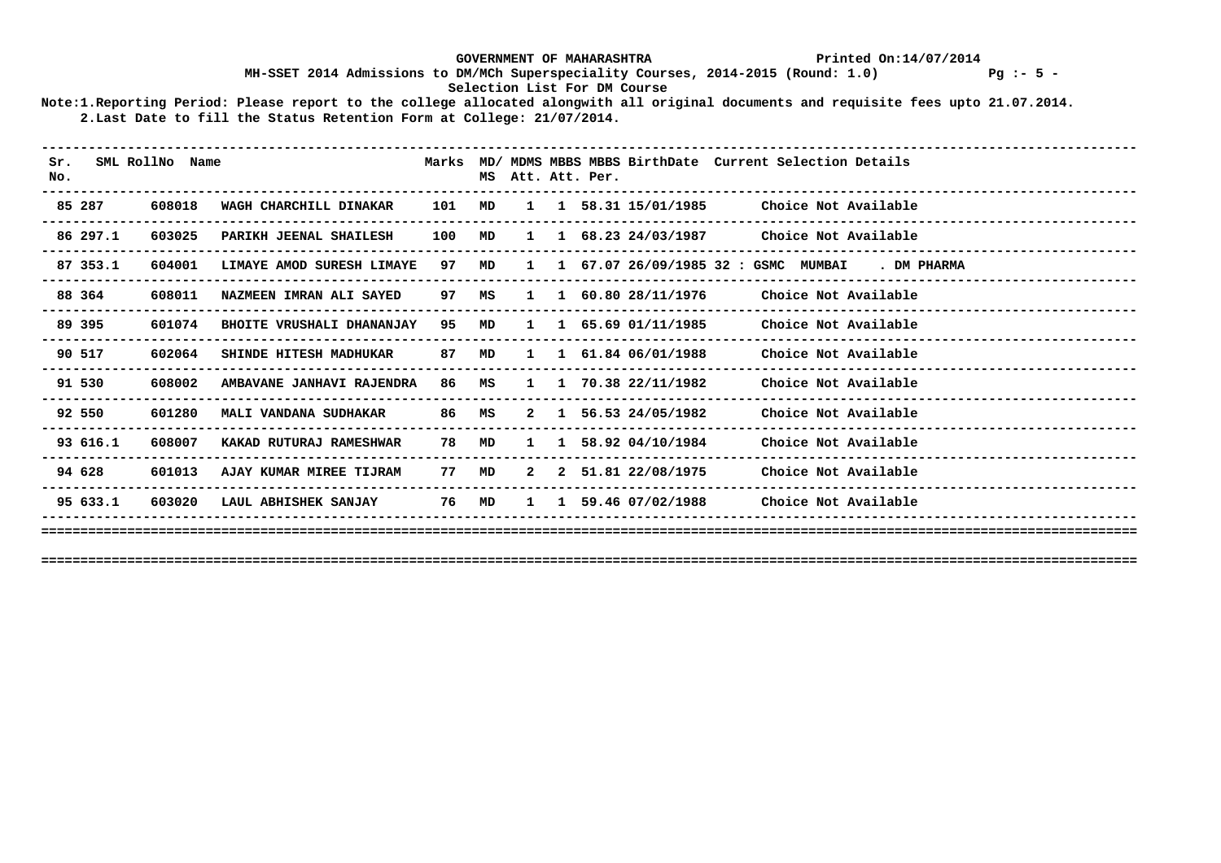GOVERNMENT OF MAHARASHTRA

Printed On:14/07/2014

MH-SSET 2014 Admissions to DM/MCh Superspeciality Courses, 2014-2015 (Round: 1.0)

Selection List For DM Course

Note:1.Reporting Period: Please report to the college allocated alongwith all original documents and requisite fees upto 21.07.2014.

2.Last Date to fill the Status Retention Form at College: 21/07/2014.

| Sr. No. | SML | RollNo | Name | Marks | MD/ MS | MDMS Att. | MBBS Att. | MBBS Per. | BirthDate | Current Selection Details |
|---|---|---|---|---|---|---|---|---|---|---|
| 85 | 287 | 608018 | WAGH CHARCHILL DINAKAR | 101 | MD | 1 | 1 | 58.31 | 15/01/1985 | Choice Not Available |
| 86 | 297.1 | 603025 | PARIKH JEENAL SHAILESH | 100 | MD | 1 | 1 | 68.23 | 24/03/1987 | Choice Not Available |
| 87 | 353.1 | 604001 | LIMAYE AMOD SURESH LIMAYE | 97 | MD | 1 | 1 | 67.07 | 26/09/1985 | 32 : GSMC MUMBAI . DM PHARMA |
| 88 | 364 | 608011 | NAZMEEN IMRAN ALI SAYED | 97 | MS | 1 | 1 | 60.80 | 28/11/1976 | Choice Not Available |
| 89 | 395 | 601074 | BHOITE VRUSHALI DHANANJAY | 95 | MD | 1 | 1 | 65.69 | 01/11/1985 | Choice Not Available |
| 90 | 517 | 602064 | SHINDE HITESH MADHUKAR | 87 | MD | 1 | 1 | 61.84 | 06/01/1988 | Choice Not Available |
| 91 | 530 | 608002 | AMBAVANE JANHAVI RAJENDRA | 86 | MS | 1 | 1 | 70.38 | 22/11/1982 | Choice Not Available |
| 92 | 550 | 601280 | MALI VANDANA SUDHAKAR | 86 | MS | 2 | 1 | 56.53 | 24/05/1982 | Choice Not Available |
| 93 | 616.1 | 608007 | KAKAD RUTURAJ RAMESHWAR | 78 | MD | 1 | 1 | 58.92 | 04/10/1984 | Choice Not Available |
| 94 | 628 | 601013 | AJAY KUMAR MIREE TIJRAM | 77 | MD | 2 | 2 | 51.81 | 22/08/1975 | Choice Not Available |
| 95 | 633.1 | 603020 | LAUL ABHISHEK SANJAY | 76 | MD | 1 | 1 | 59.46 | 07/02/1988 | Choice Not Available |